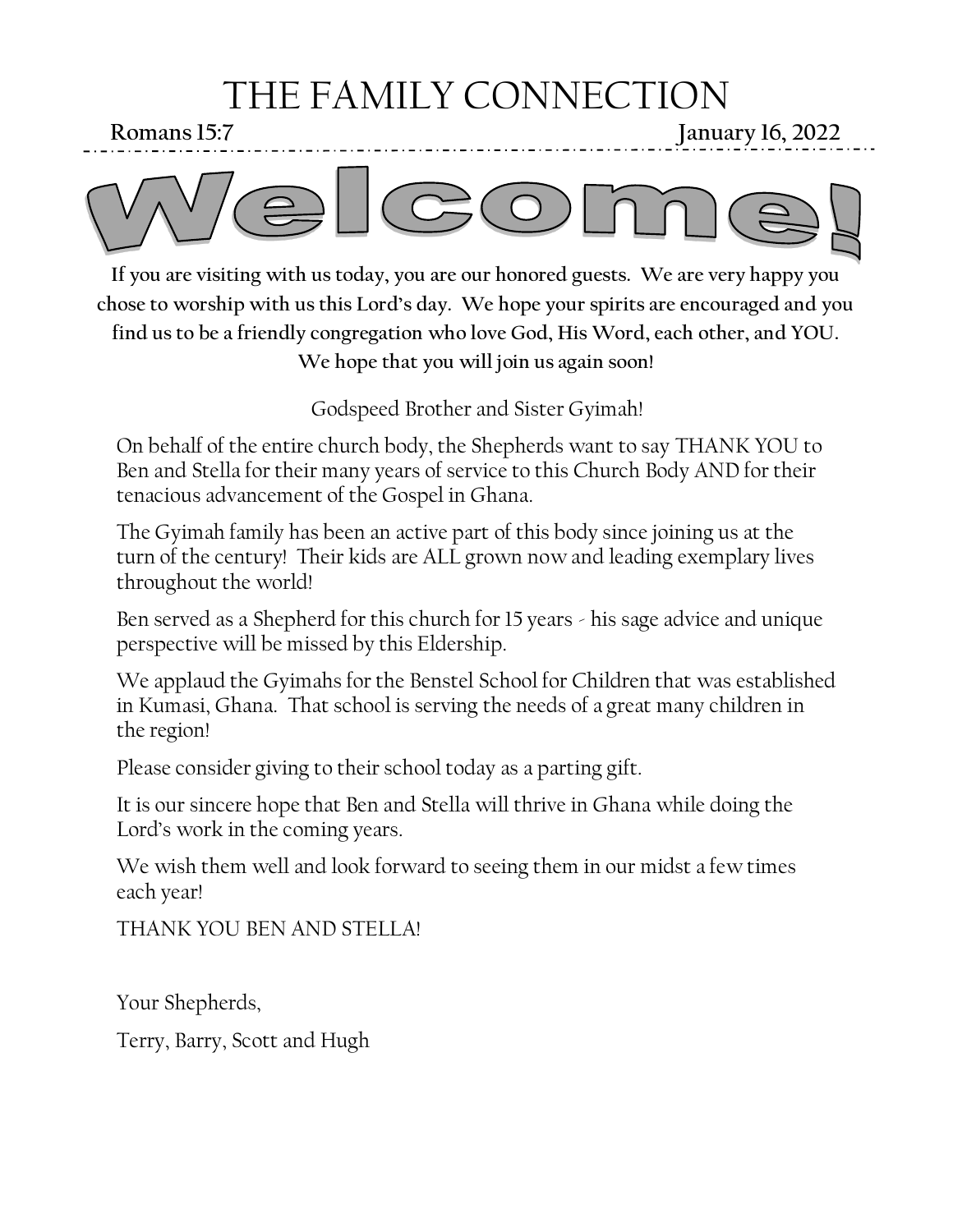# THE FAMILY CONNECTION

**Romans 15:7** **January 16, 2022**

# Welcome!

**If you are visiting with us today, you are our honored guests. We are very happy you chose to worship with us this Lord's day. We hope your spirits are encouraged and you find us to be a friendly congregation who love God, His Word, each other, and YOU. We hope that you will join us again soon!**

Godspeed Brother and Sister Gyimah!

On behalf of the entire church body, the Shepherds want to say THANK YOU to Ben and Stella for their many years of service to this Church Body AND for their tenacious advancement of the Gospel in Ghana.

The Gyimah family has been an active part of this body since joining us at the turn of the century! Their kids are ALL grown now and leading exemplary lives throughout the world!

Ben served as a Shepherd for this church for 15 years - his sage advice and unique perspective will be missed by this Eldership.

We applaud the Gyimahs for the Benstel School for Children that was established in Kumasi, Ghana. That school is serving the needs of a great many children in the region!

Please consider giving to their school today as a parting gift.

It is our sincere hope that Ben and Stella will thrive in Ghana while doing the Lord's work in the coming years.

We wish them well and look forward to seeing them in our midst a few times each year!

THANK YOU BEN AND STELLA!

Your Shepherds,

Terry, Barry, Scott and Hugh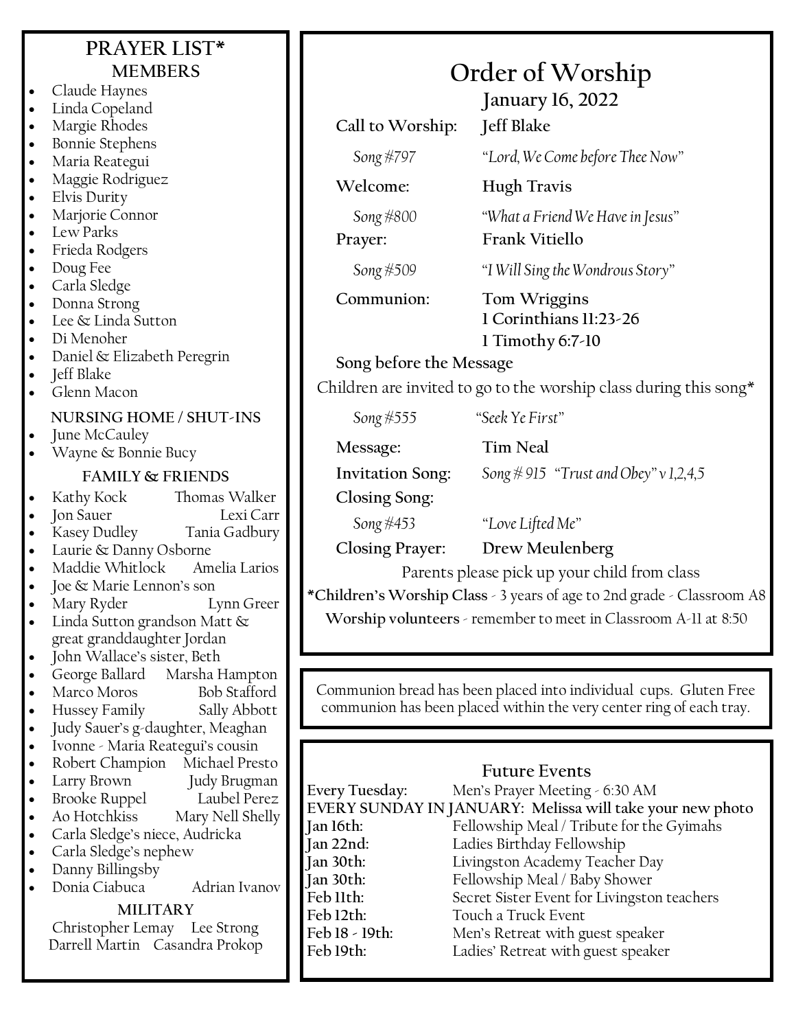## PRAYER LIST*

### MEMBERS

- Claude Haynes
- Linda Copeland
- Margie Rhodes
- Bonnie Stephens
- Maria Reategui
- Maggie Rodriguez
- Elvis Durity
- Marjorie Connor
- Lew Parks
- Frieda Rodgers
- Doug Fee
- Carla Sledge
- Donna Strong
- Lee & Linda Sutton
- Di Menoher
- Daniel & Elizabeth Peregrin
- Jeff Blake
- Glenn Macon

### NURSING HOME / SHUT-INS

- June McCauley
- Wayne & Bonnie Bucy

### FAMILY & FRIENDS

- Kathy Kock — Thomas Walker
- Jon Sauer — Lexi Carr
- Kasey Dudley — Tania Gadbury
- Laurie & Danny Osborne
- Maddie Whitlock — Amelia Larios
- Joe & Marie Lennon's son
- Mary Ryder — Lynn Greer
- Linda Sutton grandson Matt & great granddaughter Jordan
- John Wallace's sister, Beth
- George Ballard — Marsha Hampton
- Marco Moros — Bob Stafford
- Hussey Family — Sally Abbott
- Judy Sauer's g-daughter, Meaghan
- Ivonne - Maria Reategui's cousin
- Robert Champion — Michael Presto
- Larry Brown — Judy Brugman
- Brooke Ruppel — Laubel Perez
- Ao Hotchkiss — Mary Nell Shelly
- Carla Sledge's niece, Audricka
- Carla Sledge's nephew
- Danny Billingsby
- Donia Ciabuca — Adrian Ivanov

### MILITARY

Christopher Lemay — Lee Strong
Darrell Martin — Casandra Prokop

## Order of Worship

**January 16, 2022**

**Call to Worship:** **Jeff Blake**

*Song #797* — *"Lord, We Come before Thee Now"*

**Welcome:** **Hugh Travis**

*Song #800* — *"What a Friend We Have in Jesus"*

**Prayer:** **Frank Vitiello**

*Song #509* — *"I Will Sing the Wondrous Story"*

**Communion:** **Tom Wriggins**
**1 Corinthians 11:23-26**
**1 Timothy 6:7-10**

**Song before the Message**

Children are invited to go to the worship class during this song*

*Song #555* — *"Seek Ye First"*

**Message:** **Tim Neal**

**Invitation Song:** *Song # 915 "Trust and Obey" v 1,2,4,5*

**Closing Song:**

*Song #453* — *"Love Lifted Me"*

**Closing Prayer:** **Drew Meulenberg**

Parents please pick up your child from class

***Children's Worship Class** - 3 years of age to 2nd grade - Classroom A8

**Worship volunteers** - remember to meet in Classroom A-11 at 8:50

Communion bread has been placed into individual cups. Gluten Free communion has been placed within the very center ring of each tray.

### Future Events

**Every Tuesday:** Men's Prayer Meeting - 6:30 AM
**EVERY SUNDAY IN JANUARY: Melissa will take your new photo**
**Jan 16th:** Fellowship Meal / Tribute for the Gyimahs
**Jan 22nd:** Ladies Birthday Fellowship
**Jan 30th:** Livingston Academy Teacher Day
**Jan 30th:** Fellowship Meal / Baby Shower
**Feb 11th:** Secret Sister Event for Livingston teachers
**Feb 12th:** Touch a Truck Event
**Feb 18 - 19th:** Men's Retreat with guest speaker
**Feb 19th:** Ladies' Retreat with guest speaker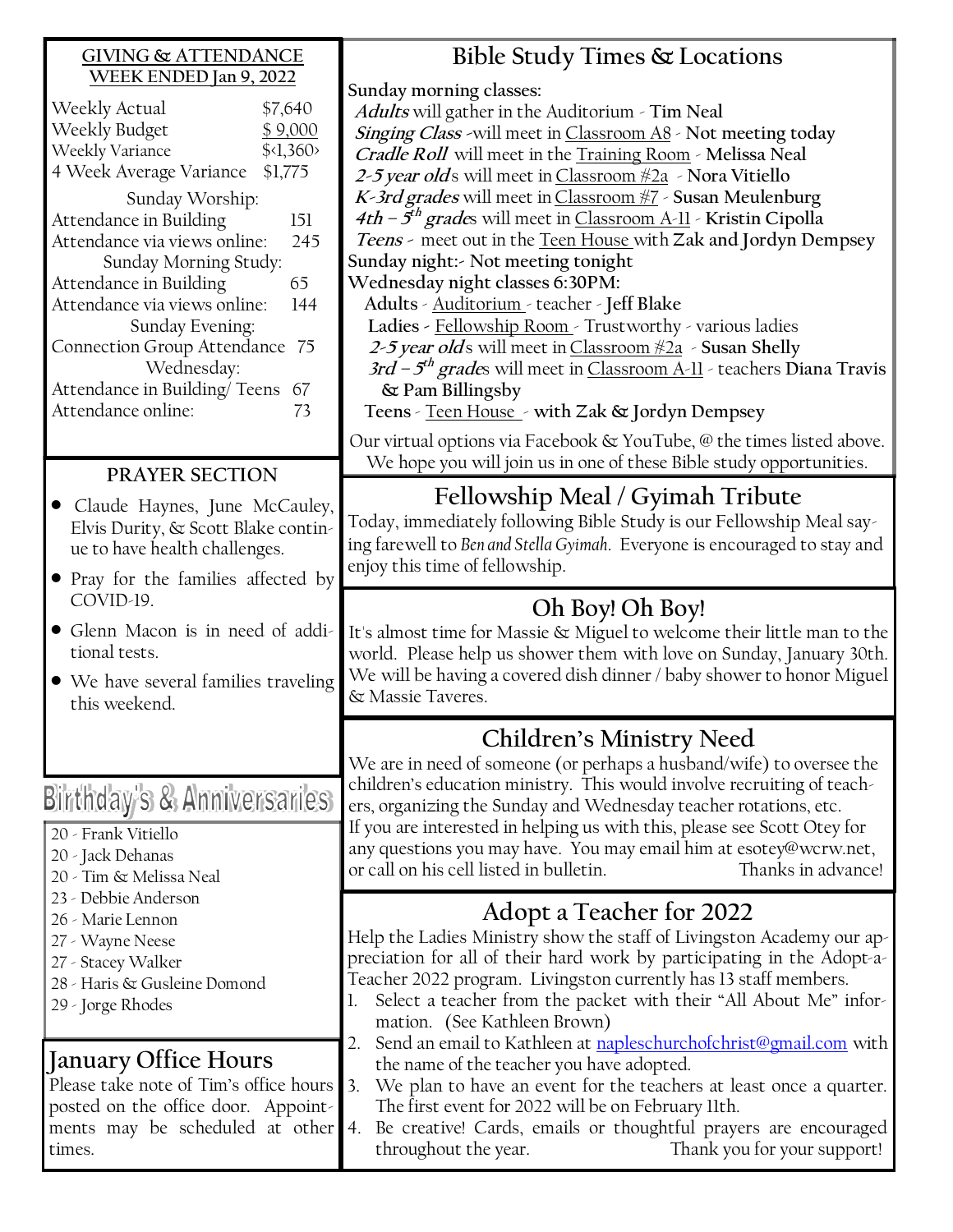## GIVING & ATTENDANCE WEEK ENDED Jan 9, 2022

| | |
|---|---|
| Weekly Actual | $7,640 |
| Weekly Budget | $ 9,000 |
| Weekly Variance | $<1,360> |
| 4 Week Average Variance | $1,775 |
| **Sunday Worship:** | |
| Attendance in Building | 151 |
| Attendance via views online: | 245 |
| **Sunday Morning Study:** | |
| Attendance in Building | 65 |
| Attendance via views online: | 144 |
| **Sunday Evening:** | |
| Connection Group Attendance | 75 |
| **Wednesday:** | |
| Attendance in Building/ Teens | 67 |
| Attendance online: | 73 |

## PRAYER SECTION

- Claude Haynes, June McCauley, Elvis Durity, & Scott Blake continue to have health challenges.
- Pray for the families affected by COVID-19.
- Glenn Macon is in need of additional tests.
- We have several families traveling this weekend.

## Birthday's & Anniversaries

20 - Frank Vitiello
20 - Jack Dehanas
20 - Tim & Melissa Neal
23 - Debbie Anderson
26 - Marie Lennon
27 - Wayne Neese
27 - Stacey Walker
28 - Haris & Gusleine Domond
29 - Jorge Rhodes

## January Office Hours

Please take note of Tim's office hours posted on the office door. Appointments may be scheduled at other times.

## Bible Study Times & Locations

**Sunday morning classes:**
***Adults*** will gather in the Auditorium - **Tim Neal**
***Singing Class*** -will meet in Classroom A8 - **Not meeting today**
***Cradle Roll*** will meet in the Training Room - **Melissa Neal**
***2-5 year old***s will meet in Classroom #2a - **Nora Vitiello**
***K-3rd grades*** will meet in Classroom #7 - **Susan Meulenburg**
***4th – 5th grade***s will meet in Classroom A-11 - **Kristin Cipolla**
***Teens*** - meet out in the Teen House with **Zak and Jordyn Dempsey**
**Sunday night:- Not meeting tonight**
**Wednesday night classes 6:30PM:**
**Adults** - Auditorium - teacher - **Jeff Blake**
**Ladies** - Fellowship Room - Trustworthy - various ladies
***2-5 year old***s will meet in Classroom #2a - **Susan Shelly**
***3rd – 5th grade***s will meet in Classroom A-11 - teachers **Diana Travis & Pam Billingsby**
**Teens** - Teen House - **with Zak & Jordyn Dempsey**

Our virtual options via Facebook & YouTube, @ the times listed above. We hope you will join us in one of these Bible study opportunities.

## Fellowship Meal / Gyimah Tribute

Today, immediately following Bible Study is our Fellowship Meal saying farewell to *Ben and Stella Gyimah*. Everyone is encouraged to stay and enjoy this time of fellowship.

## Oh Boy! Oh Boy!

It's almost time for Massie & Miguel to welcome their little man to the world. Please help us shower them with love on Sunday, January 30th. We will be having a covered dish dinner / baby shower to honor Miguel & Massie Taveres.

## Children's Ministry Need

We are in need of someone (or perhaps a husband/wife) to oversee the children's education ministry. This would involve recruiting of teachers, organizing the Sunday and Wednesday teacher rotations, etc. If you are interested in helping us with this, please see Scott Otey for any questions you may have. You may email him at esotey@wcrw.net, or call on his cell listed in bulletin. Thanks in advance!

## Adopt a Teacher for 2022

Help the Ladies Ministry show the staff of Livingston Academy our appreciation for all of their hard work by participating in the Adopt-a-Teacher 2022 program. Livingston currently has 13 staff members.

1. Select a teacher from the packet with their "All About Me" information. (See Kathleen Brown)
2. Send an email to Kathleen at napleschurchofchrist@gmail.com with the name of the teacher you have adopted.
3. We plan to have an event for the teachers at least once a quarter. The first event for 2022 will be on February 11th.
4. Be creative! Cards, emails or thoughtful prayers are encouraged throughout the year. Thank you for your support!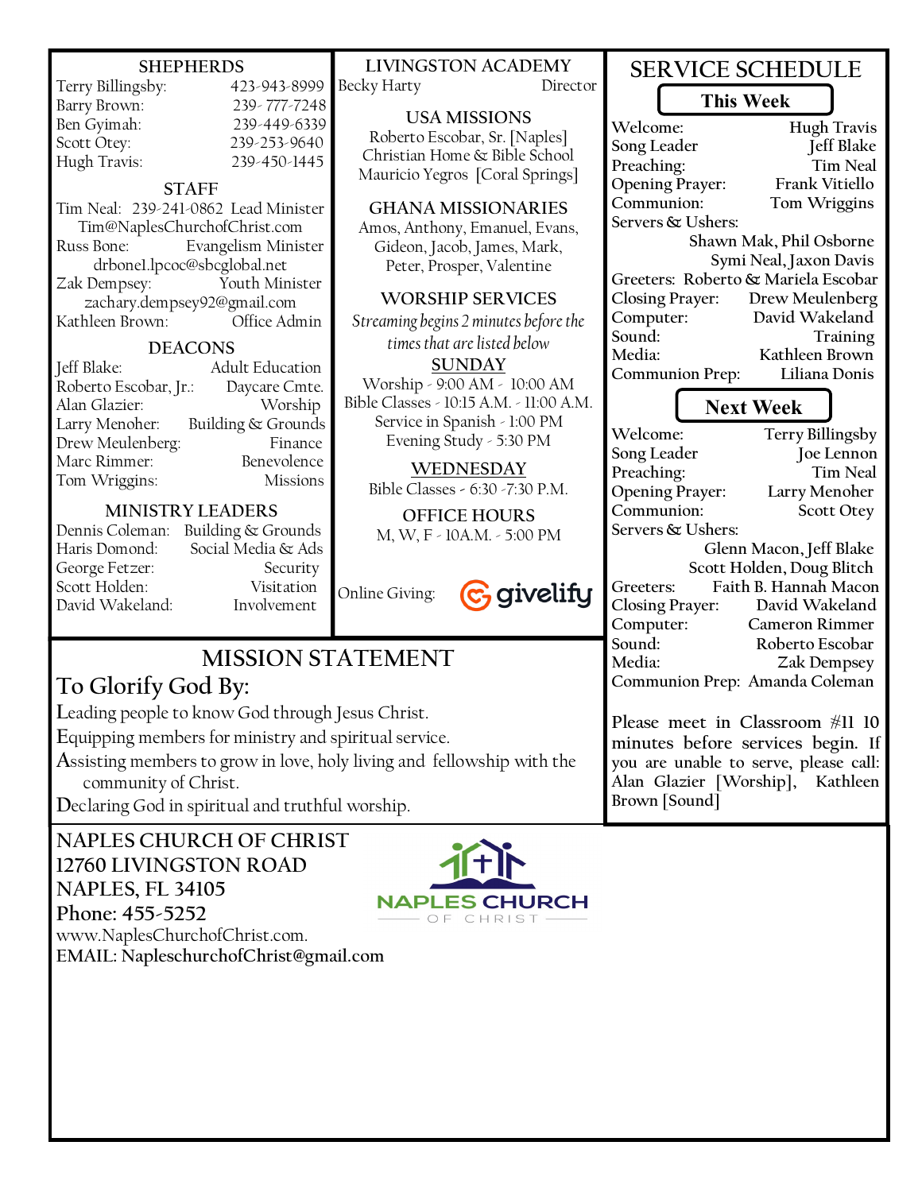## SHEPHERDS

| | |
|---|---|
| Terry Billingsby: | 423-943-8999 |
| Barry Brown: | 239- 777-7248 |
| Ben Gyimah: | 239-449-6339 |
| Scott Otey: | 239-253-9640 |
| Hugh Travis: | 239-450-1445 |

## STAFF

Tim Neal: 239-241-0862 Lead Minister
Tim@NaplesChurchofChrist.com
Russ Bone: Evangelism Minister
drbone1.lpcoc@sbcglobal.net
Zak Dempsey: Youth Minister
zachary.dempsey92@gmail.com
Kathleen Brown: Office Admin

## DEACONS

| | |
|---|---|
| Jeff Blake: | Adult Education |
| Roberto Escobar, Jr.: | Daycare Cmte. |
| Alan Glazier: | Worship |
| Larry Menoher: | Building & Grounds |
| Drew Meulenberg: | Finance |
| Marc Rimmer: | Benevolence |
| Tom Wriggins: | Missions |

## MINISTRY LEADERS

| | |
|---|---|
| Dennis Coleman: | Building & Grounds |
| Haris Domond: | Social Media & Ads |
| George Fetzer: | Security |
| Scott Holden: | Visitation |
| David Wakeland: | Involvement |

## LIVINGSTON ACADEMY

Becky Harty — Director

## USA MISSIONS

Roberto Escobar, Sr. [Naples]
Christian Home & Bible School
Mauricio Yegros [Coral Springs]

## GHANA MISSIONARIES

Amos, Anthony, Emanuel, Evans, Gideon, Jacob, James, Mark, Peter, Prosper, Valentine

## WORSHIP SERVICES

*Streaming begins 2 minutes before the times that are listed below*

**SUNDAY**

Worship - 9:00 AM - 10:00 AM
Bible Classes - 10:15 A.M. - 11:00 A.M.
Service in Spanish - 1:00 PM
Evening Study - 5:30 PM

**WEDNESDAY**

Bible Classes - 6:30 -7:30 P.M.

## OFFICE HOURS

M, W, F - 10A.M. - 5:00 PM

Online Giving: givelify

## SERVICE SCHEDULE

### This Week

| | |
|---|---|
| Welcome: | Hugh Travis |
| Song Leader | Jeff Blake |
| Preaching: | Tim Neal |
| Opening Prayer: | Frank Vitiello |
| Communion: | Tom Wriggins |
| Servers & Ushers: | Shawn Mak, Phil Osborne, Symi Neal, Jaxon Davis |
| Greeters: | Roberto & Mariela Escobar |
| Closing Prayer: | Drew Meulenberg |
| Computer: | David Wakeland |
| Sound: | Training |
| Media: | Kathleen Brown |
| Communion Prep: | Liliana Donis |

### Next Week

| | |
|---|---|
| Welcome: | Terry Billingsby |
| Song Leader | Joe Lennon |
| Preaching: | Tim Neal |
| Opening Prayer: | Larry Menoher |
| Communion: | Scott Otey |
| Servers & Ushers: | Glenn Macon, Jeff Blake, Scott Holden, Doug Blitch |
| Greeters: | Faith B. Hannah Macon |
| Closing Prayer: | David Wakeland |
| Computer: | Cameron Rimmer |
| Sound: | Roberto Escobar |
| Media: | Zak Dempsey |
| Communion Prep: | Amanda Coleman |

Please meet in Classroom #11 10 minutes before services begin. If you are unable to serve, please call: Alan Glazier [Worship], Kathleen Brown [Sound]

## MISSION STATEMENT

### To Glorify God By:

Leading people to know God through Jesus Christ.
Equipping members for ministry and spiritual service.
Assisting members to grow in love, holy living and fellowship with the community of Christ.
Declaring God in spiritual and truthful worship.

**NAPLES CHURCH OF CHRIST**
**12760 LIVINGSTON ROAD**
**NAPLES, FL 34105**
**Phone: 455-5252**
www.NaplesChurchofChrist.com.
**EMAIL: NapleschurchofChrist@gmail.com**

NAPLES CHURCH OF CHRIST